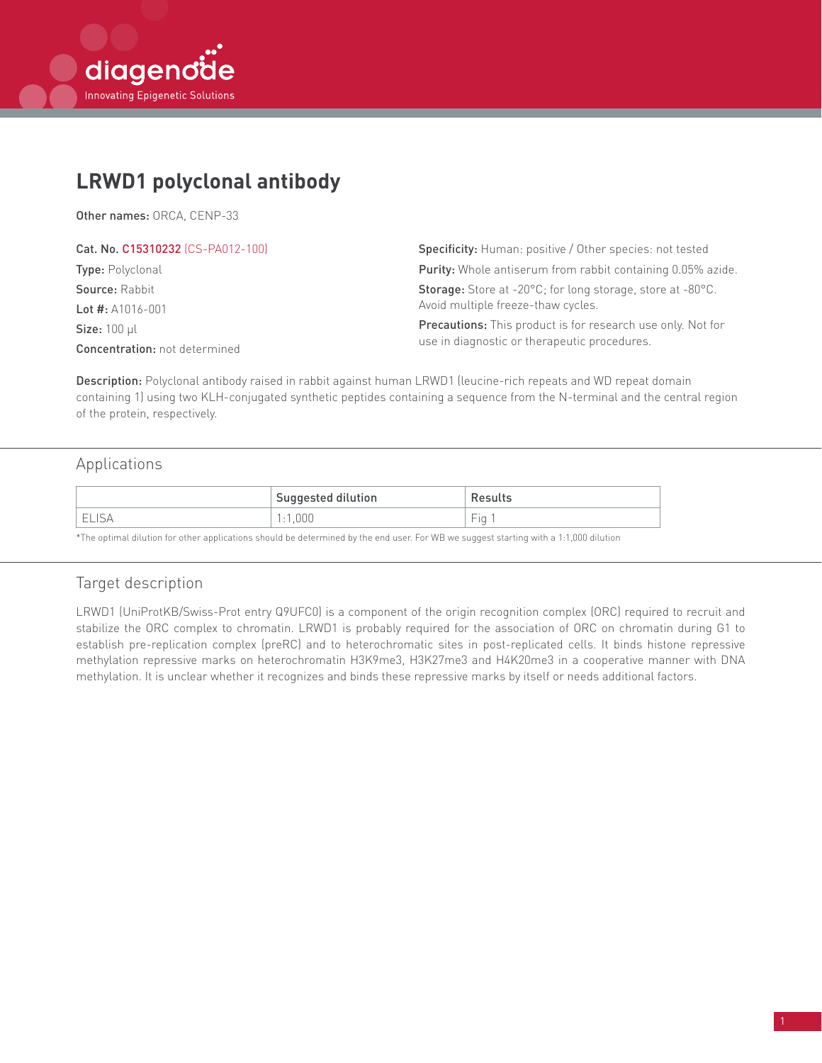# LRWD1 polyclonal antibody

**Other names:** ORCA, CENP-33

**Cat. No.** C15310232 (CS-PA012-100)

**Type:** Polyclonal

**Source:** Rabbit

**Lot #:** A1016-001

**Size:** 100 µl

**Concentration:** not determined

**Specificity:** Human: positive / Other species: not tested

**Purity:** Whole antiserum from rabbit containing 0.05% azide.

**Storage:** Store at -20°C; for long storage, store at -80°C. Avoid multiple freeze-thaw cycles.

**Precautions:** This product is for research use only. Not for use in diagnostic or therapeutic procedures.

**Description:** Polyclonal antibody raised in rabbit against human LRWD1 (leucine-rich repeats and WD repeat domain containing 1) using two KLH-conjugated synthetic peptides containing a sequence from the N-terminal and the central region of the protein, respectively.

## Applications

| | Suggested dilution | Results |
|---|---|---|
| ELISA | 1:1,000 | Fig 1 |

*The optimal dilution for other applications should be determined by the end user. For WB we suggest starting with a 1:1,000 dilution

## Target description

LRWD1 (UniProtKB/Swiss-Prot entry Q9UFC0) is a component of the origin recognition complex (ORC) required to recruit and stabilize the ORC complex to chromatin. LRWD1 is probably required for the association of ORC on chromatin during G1 to establish pre-replication complex (preRC) and to heterochromatic sites in post-replicated cells. It binds histone repressive methylation repressive marks on heterochromatin H3K9me3, H3K27me3 and H4K20me3 in a cooperative manner with DNA methylation. It is unclear whether it recognizes and binds these repressive marks by itself or needs additional factors.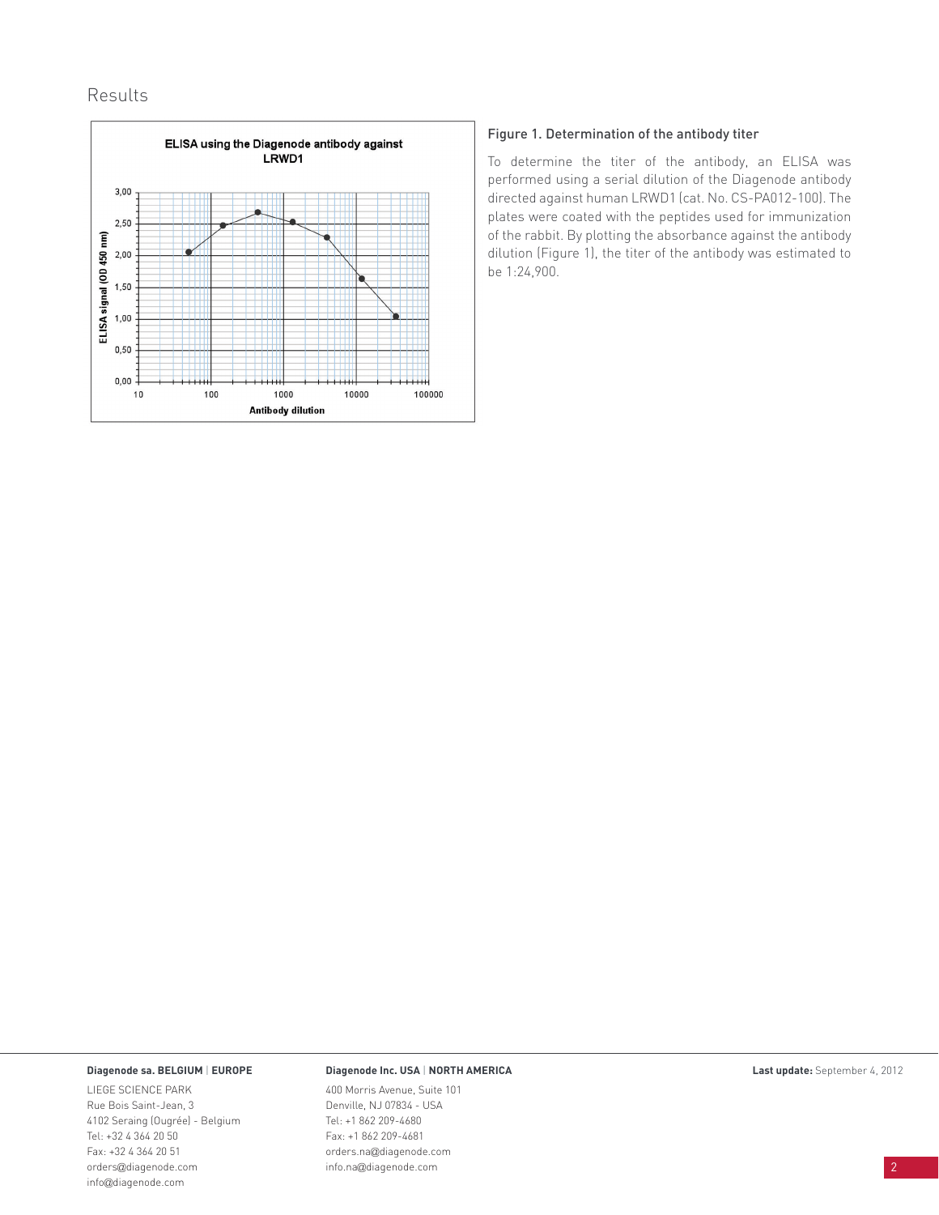## Results

ELISA using the Diagenode antibody against LRWD1

ELISA signal (OD 450 nm)

3,00
2,50
2,00
1,50
1,00
0,50
0,00

10
100
1000
10000
100000

Antibody dilution

### Figure 1. Determination of the antibody titer

To determine the titer of the antibody, an ELISA was performed using a serial dilution of the Diagenode antibody directed against human LRWD1 (cat. No. CS-PA012-100). The plates were coated with the peptides used for immunization of the rabbit. By plotting the absorbance against the antibody dilution (Figure 1), the titer of the antibody was estimated to be 1:24,900.

**Diagenode sa. BELGIUM | EUROPE**

LIEGE SCIENCE PARK
Rue Bois Saint-Jean, 3
4102 Seraing (Ougrée) - Belgium
Tel: +32 4 364 20 50
Fax: +32 4 364 20 51
orders@diagenode.com
info@diagenode.com

**Diagenode Inc. USA | NORTH AMERICA**

400 Morris Avenue, Suite 101
Denville, NJ 07834 - USA
Tel: +1 862 209-4680
Fax: +1 862 209-4681
orders.na@diagenode.com
info.na@diagenode.com

**Last update:** September 4, 2012